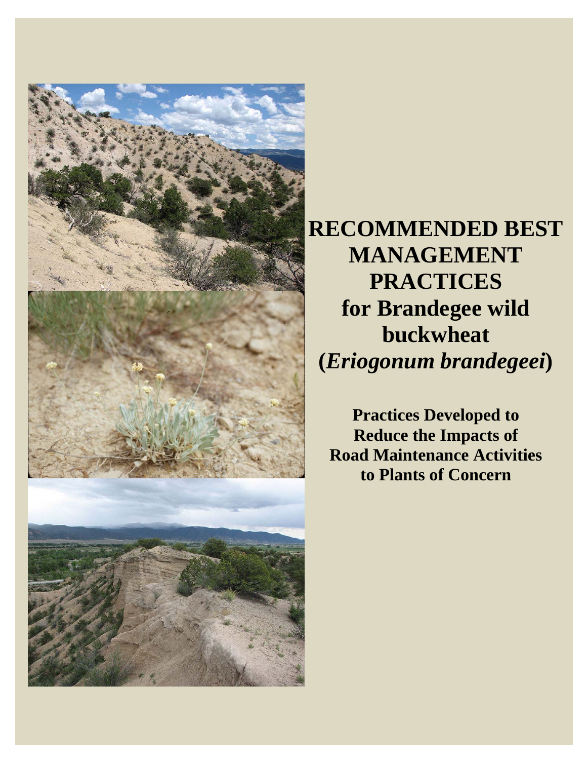# RECOMMENDED BEST MANAGEMENT PRACTICES for Brandegee wild buckwheat (*Eriogonum brandegeei*)

**Practices Developed to Reduce the Impacts of Road Maintenance Activities to Plants of Concern**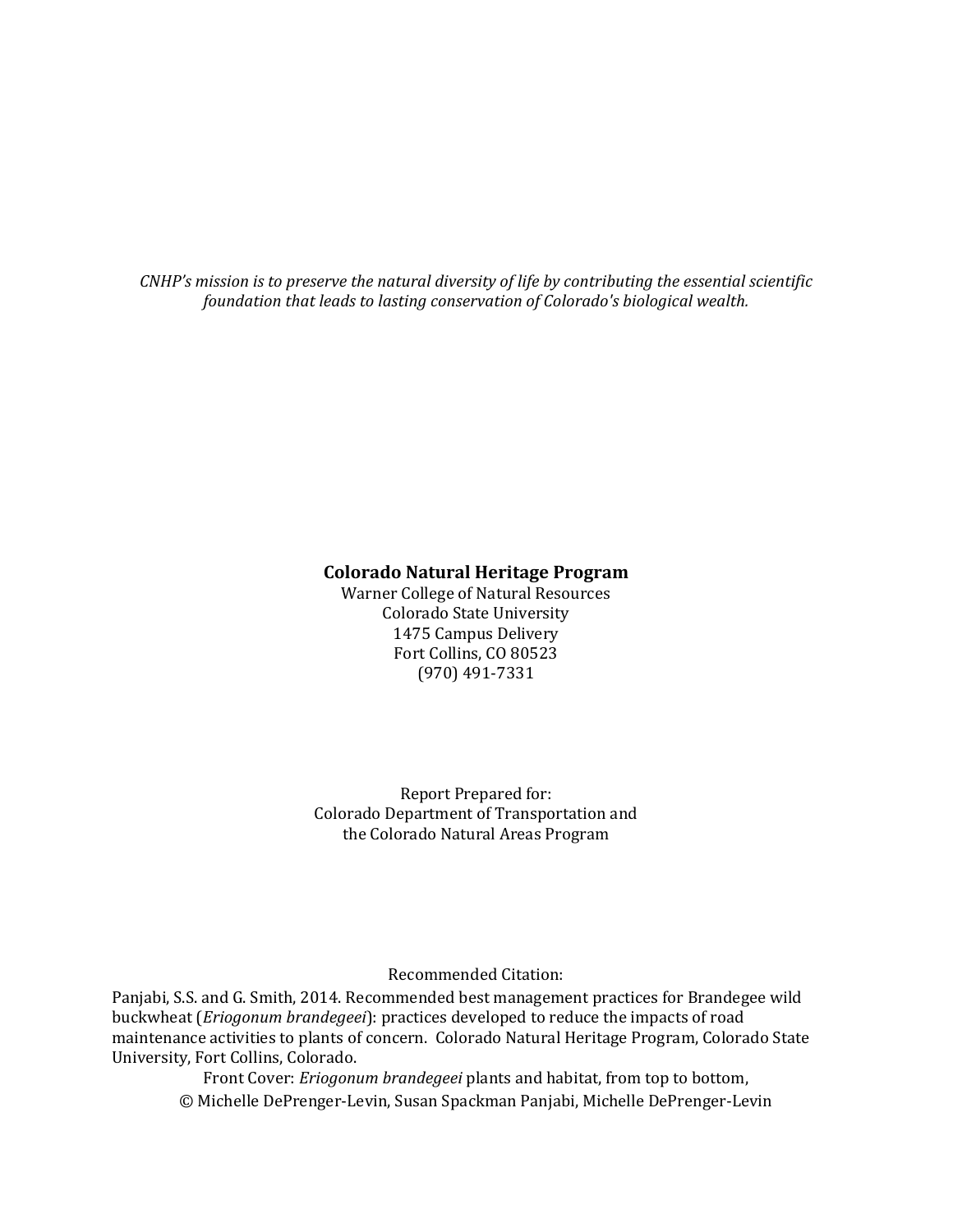*CNHP's mission is to preserve the natural diversity of life by contributing the essential scientific foundation that leads to lasting conservation of Colorado's biological wealth.*

**Colorado Natural Heritage Program**
Warner College of Natural Resources
Colorado State University
1475 Campus Delivery
Fort Collins, CO 80523
(970) 491-7331

Report Prepared for:
Colorado Department of Transportation and
the Colorado Natural Areas Program

Recommended Citation:

Panjabi, S.S. and G. Smith, 2014. Recommended best management practices for Brandegee wild buckwheat (*Eriogonum brandegeei*): practices developed to reduce the impacts of road maintenance activities to plants of concern. Colorado Natural Heritage Program, Colorado State University, Fort Collins, Colorado.

Front Cover: *Eriogonum brandegeei* plants and habitat, from top to bottom,
© Michelle DePrenger-Levin, Susan Spackman Panjabi, Michelle DePrenger-Levin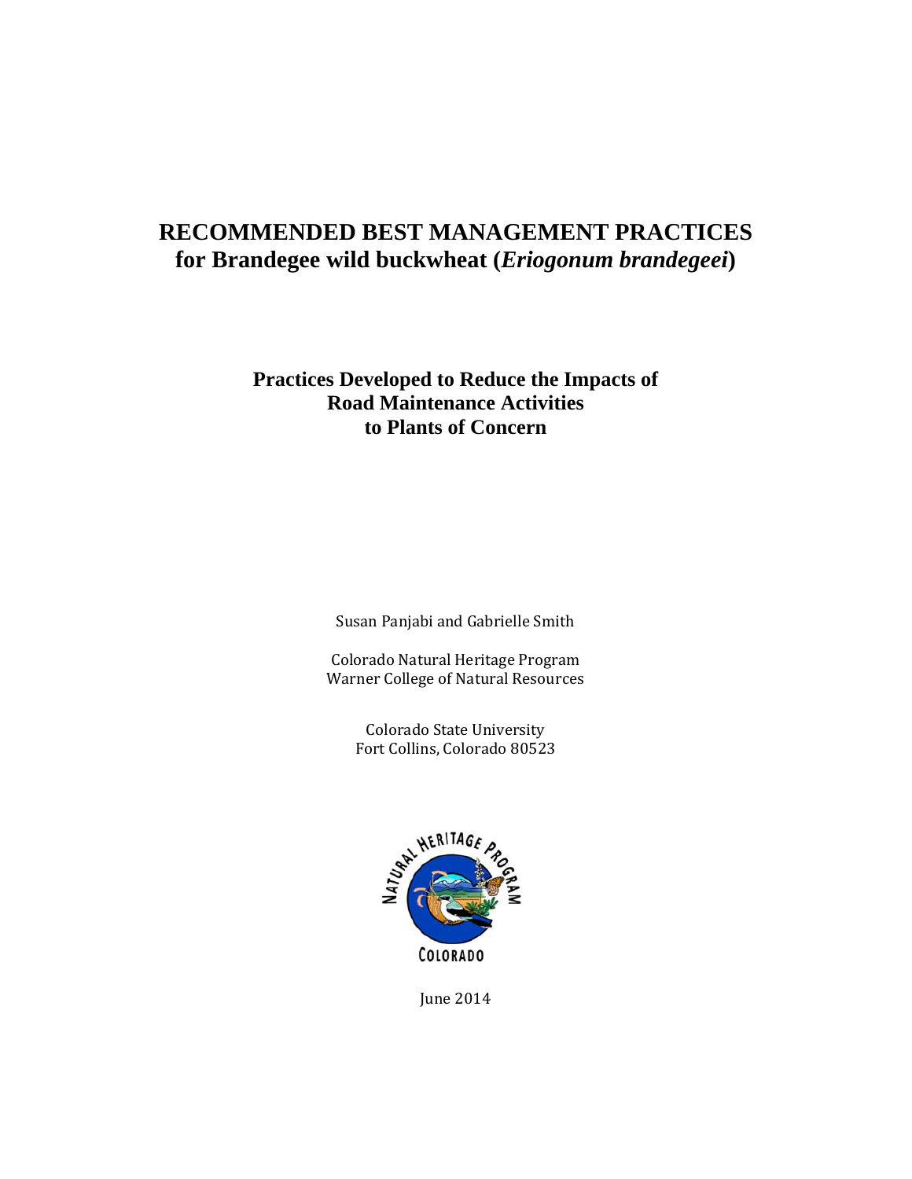# RECOMMENDED BEST MANAGEMENT PRACTICES for Brandegee wild buckwheat (*Eriogonum brandegeei*)

## Practices Developed to Reduce the Impacts of Road Maintenance Activities to Plants of Concern

Susan Panjabi and Gabrielle Smith

Colorado Natural Heritage Program
Warner College of Natural Resources

Colorado State University
Fort Collins, Colorado 80523

June 2014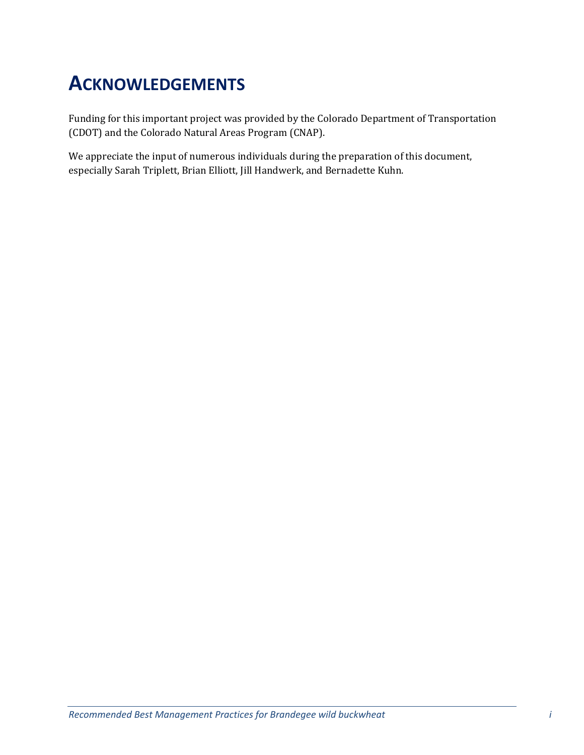# ACKNOWLEDGEMENTS

Funding for this important project was provided by the Colorado Department of Transportation (CDOT) and the Colorado Natural Areas Program (CNAP).

We appreciate the input of numerous individuals during the preparation of this document, especially Sarah Triplett, Brian Elliott, Jill Handwerk, and Bernadette Kuhn.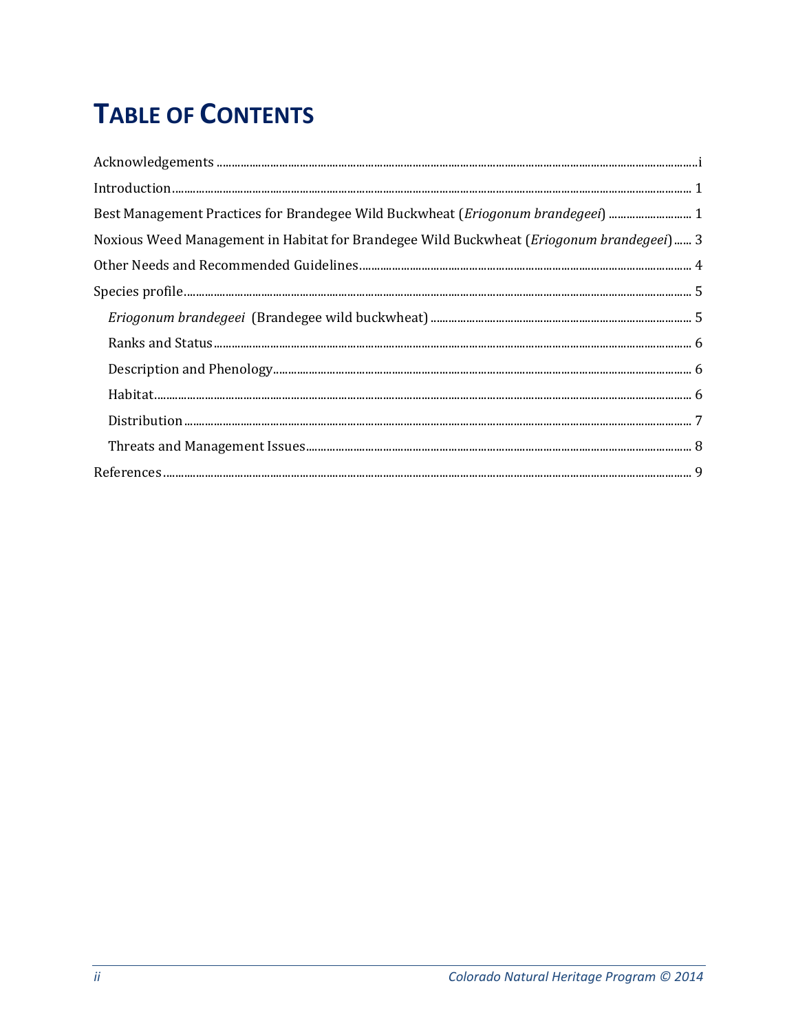# TABLE OF CONTENTS

Acknowledgements .......... i

Introduction .......... 1

Best Management Practices for Brandegee Wild Buckwheat (*Eriogonum brandegeei*) .......... 1

Noxious Weed Management in Habitat for Brandegee Wild Buckwheat (*Eriogonum brandegeei*) .......... 3

Other Needs and Recommended Guidelines .......... 4

Species profile .......... 5

- *Eriogonum brandegeei* (Brandegee wild buckwheat) .......... 5
- Ranks and Status .......... 6
- Description and Phenology .......... 6
- Habitat .......... 6
- Distribution .......... 7
- Threats and Management Issues .......... 8

References .......... 9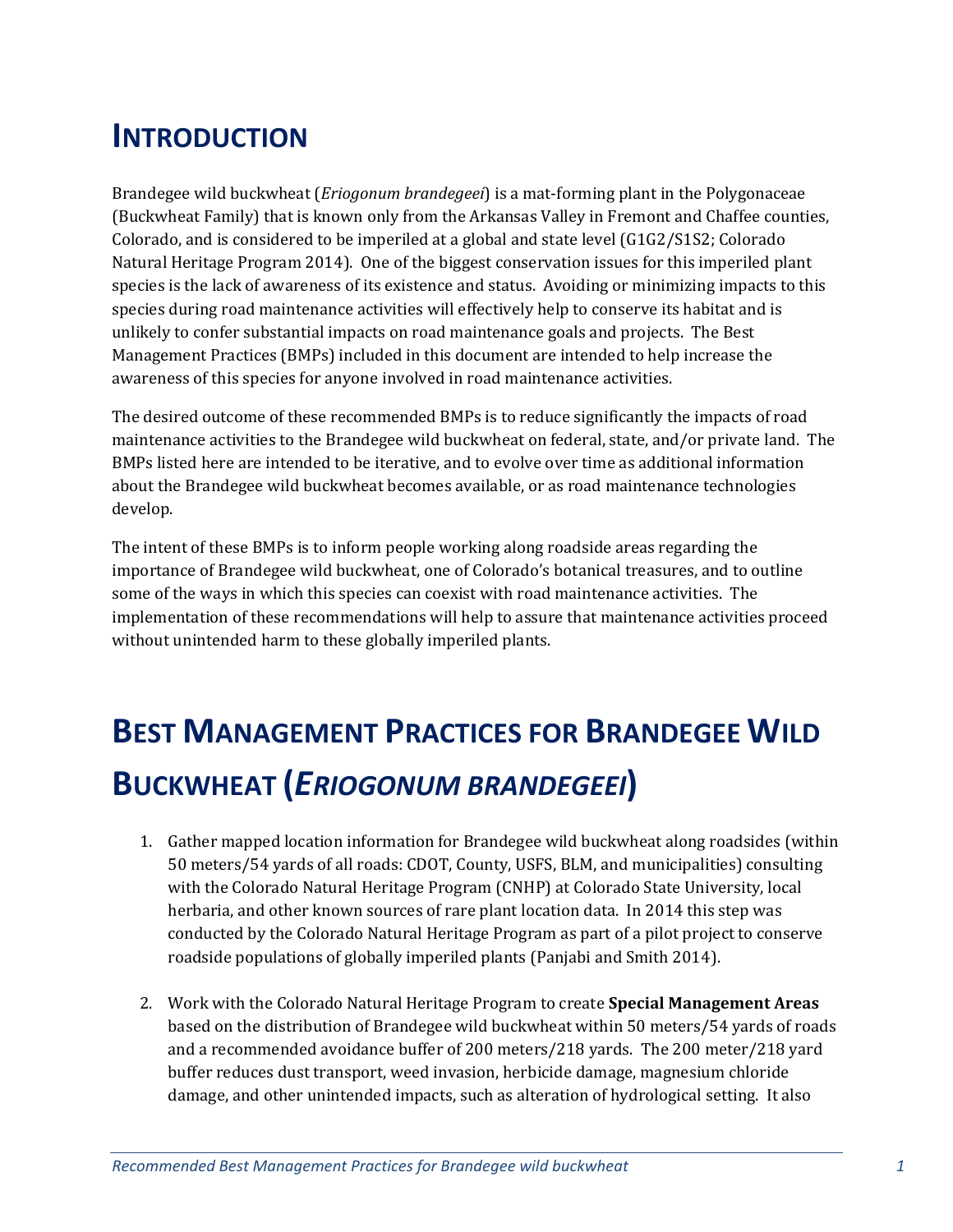# INTRODUCTION

Brandegee wild buckwheat (*Eriogonum brandegeei*) is a mat-forming plant in the Polygonaceae (Buckwheat Family) that is known only from the Arkansas Valley in Fremont and Chaffee counties, Colorado, and is considered to be imperiled at a global and state level (G1G2/S1S2; Colorado Natural Heritage Program 2014). One of the biggest conservation issues for this imperiled plant species is the lack of awareness of its existence and status. Avoiding or minimizing impacts to this species during road maintenance activities will effectively help to conserve its habitat and is unlikely to confer substantial impacts on road maintenance goals and projects. The Best Management Practices (BMPs) included in this document are intended to help increase the awareness of this species for anyone involved in road maintenance activities.

The desired outcome of these recommended BMPs is to reduce significantly the impacts of road maintenance activities to the Brandegee wild buckwheat on federal, state, and/or private land. The BMPs listed here are intended to be iterative, and to evolve over time as additional information about the Brandegee wild buckwheat becomes available, or as road maintenance technologies develop.

The intent of these BMPs is to inform people working along roadside areas regarding the importance of Brandegee wild buckwheat, one of Colorado's botanical treasures, and to outline some of the ways in which this species can coexist with road maintenance activities. The implementation of these recommendations will help to assure that maintenance activities proceed without unintended harm to these globally imperiled plants.

# BEST MANAGEMENT PRACTICES FOR BRANDEGEE WILD BUCKWHEAT (*ERIOGONUM BRANDEGEEI*)

1. Gather mapped location information for Brandegee wild buckwheat along roadsides (within 50 meters/54 yards of all roads: CDOT, County, USFS, BLM, and municipalities) consulting with the Colorado Natural Heritage Program (CNHP) at Colorado State University, local herbaria, and other known sources of rare plant location data. In 2014 this step was conducted by the Colorado Natural Heritage Program as part of a pilot project to conserve roadside populations of globally imperiled plants (Panjabi and Smith 2014).

2. Work with the Colorado Natural Heritage Program to create **Special Management Areas** based on the distribution of Brandegee wild buckwheat within 50 meters/54 yards of roads and a recommended avoidance buffer of 200 meters/218 yards. The 200 meter/218 yard buffer reduces dust transport, weed invasion, herbicide damage, magnesium chloride damage, and other unintended impacts, such as alteration of hydrological setting. It also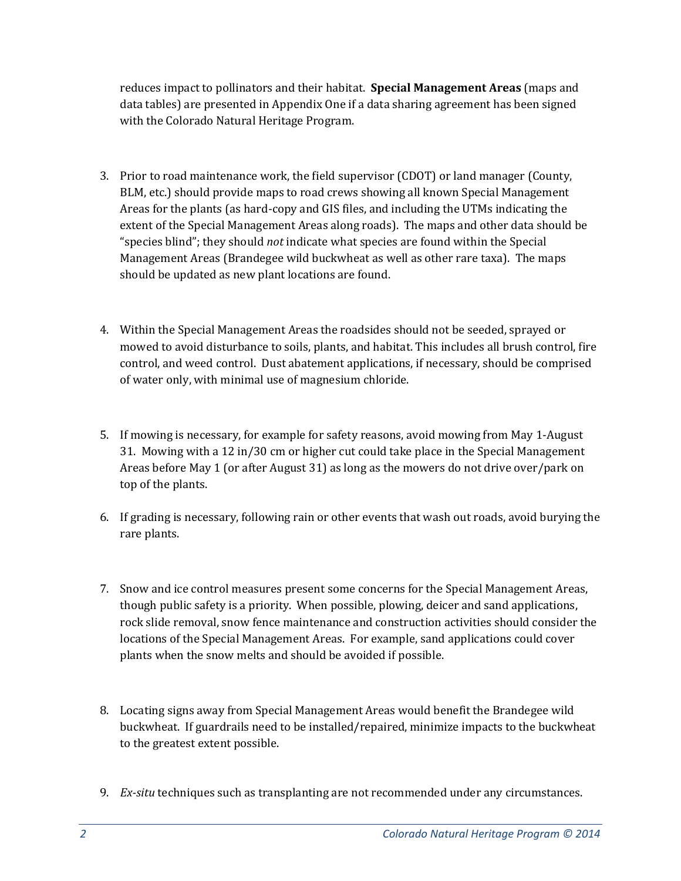reduces impact to pollinators and their habitat. **Special Management Areas** (maps and data tables) are presented in Appendix One if a data sharing agreement has been signed with the Colorado Natural Heritage Program.

3. Prior to road maintenance work, the field supervisor (CDOT) or land manager (County, BLM, etc.) should provide maps to road crews showing all known Special Management Areas for the plants (as hard-copy and GIS files, and including the UTMs indicating the extent of the Special Management Areas along roads). The maps and other data should be "species blind"; they should *not* indicate what species are found within the Special Management Areas (Brandegee wild buckwheat as well as other rare taxa). The maps should be updated as new plant locations are found.

4. Within the Special Management Areas the roadsides should not be seeded, sprayed or mowed to avoid disturbance to soils, plants, and habitat. This includes all brush control, fire control, and weed control. Dust abatement applications, if necessary, should be comprised of water only, with minimal use of magnesium chloride.

5. If mowing is necessary, for example for safety reasons, avoid mowing from May 1-August 31. Mowing with a 12 in/30 cm or higher cut could take place in the Special Management Areas before May 1 (or after August 31) as long as the mowers do not drive over/park on top of the plants.

6. If grading is necessary, following rain or other events that wash out roads, avoid burying the rare plants.

7. Snow and ice control measures present some concerns for the Special Management Areas, though public safety is a priority. When possible, plowing, deicer and sand applications, rock slide removal, snow fence maintenance and construction activities should consider the locations of the Special Management Areas. For example, sand applications could cover plants when the snow melts and should be avoided if possible.

8. Locating signs away from Special Management Areas would benefit the Brandegee wild buckwheat. If guardrails need to be installed/repaired, minimize impacts to the buckwheat to the greatest extent possible.

9. *Ex-situ* techniques such as transplanting are not recommended under any circumstances.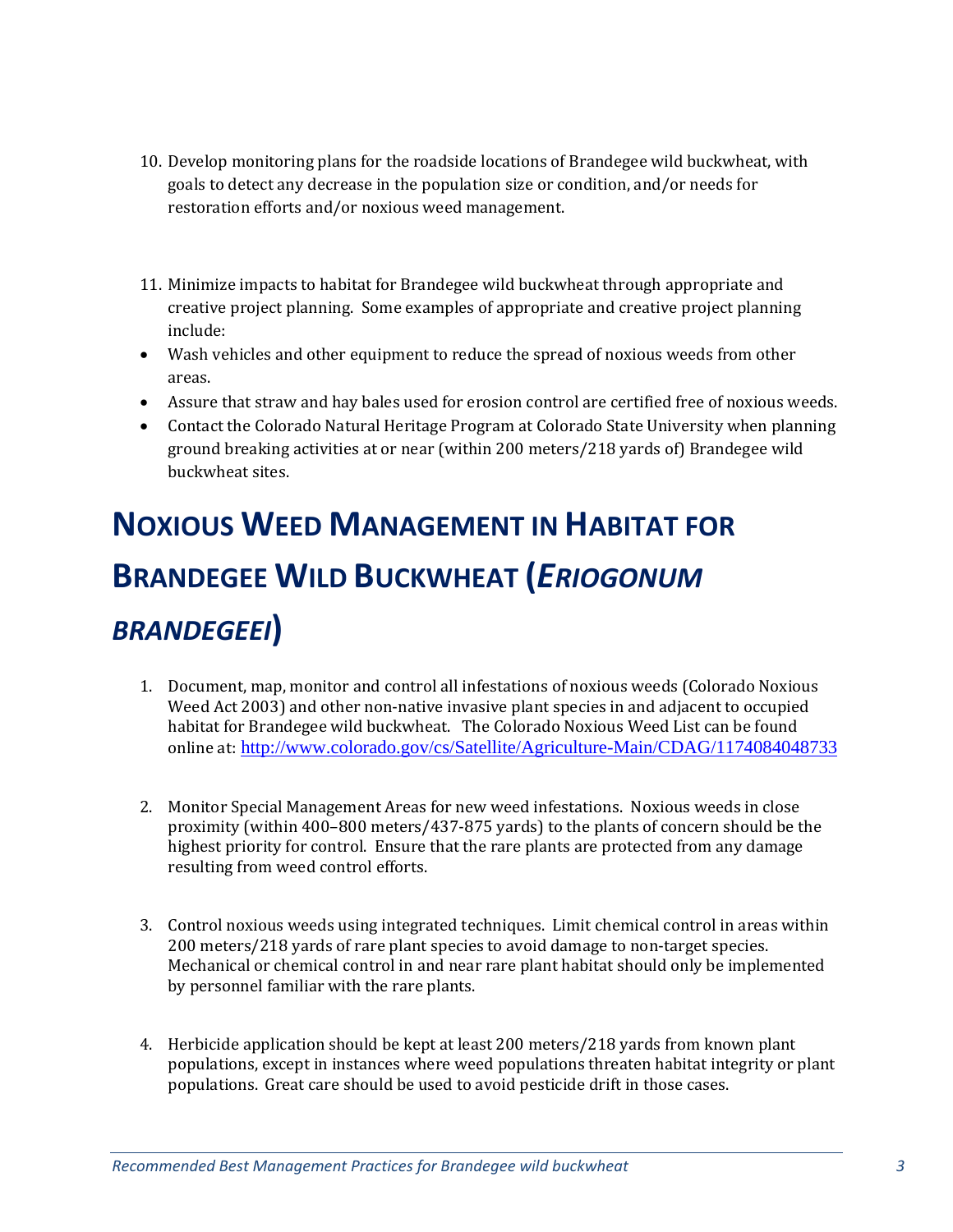10. Develop monitoring plans for the roadside locations of Brandegee wild buckwheat, with goals to detect any decrease in the population size or condition, and/or needs for restoration efforts and/or noxious weed management.

11. Minimize impacts to habitat for Brandegee wild buckwheat through appropriate and creative project planning. Some examples of appropriate and creative project planning include:

- Wash vehicles and other equipment to reduce the spread of noxious weeds from other areas.
- Assure that straw and hay bales used for erosion control are certified free of noxious weeds.
- Contact the Colorado Natural Heritage Program at Colorado State University when planning ground breaking activities at or near (within 200 meters/218 yards of) Brandegee wild buckwheat sites.

# NOXIOUS WEED MANAGEMENT IN HABITAT FOR BRANDEGEE WILD BUCKWHEAT (*ERIOGONUM BRANDEGEEI*)

1. Document, map, monitor and control all infestations of noxious weeds (Colorado Noxious Weed Act 2003) and other non-native invasive plant species in and adjacent to occupied habitat for Brandegee wild buckwheat. The Colorado Noxious Weed List can be found online at: http://www.colorado.gov/cs/Satellite/Agriculture-Main/CDAG/1174084048733

2. Monitor Special Management Areas for new weed infestations. Noxious weeds in close proximity (within 400–800 meters/437-875 yards) to the plants of concern should be the highest priority for control. Ensure that the rare plants are protected from any damage resulting from weed control efforts.

3. Control noxious weeds using integrated techniques. Limit chemical control in areas within 200 meters/218 yards of rare plant species to avoid damage to non-target species. Mechanical or chemical control in and near rare plant habitat should only be implemented by personnel familiar with the rare plants.

4. Herbicide application should be kept at least 200 meters/218 yards from known plant populations, except in instances where weed populations threaten habitat integrity or plant populations. Great care should be used to avoid pesticide drift in those cases.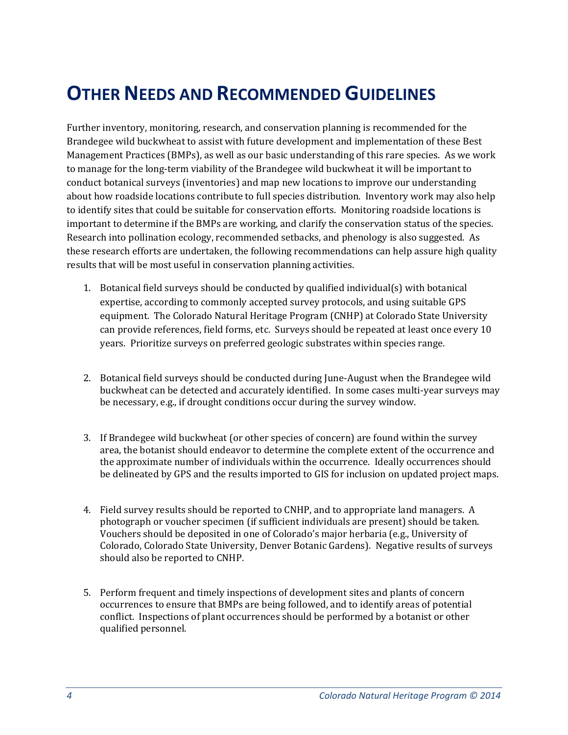# OTHER NEEDS AND RECOMMENDED GUIDELINES

Further inventory, monitoring, research, and conservation planning is recommended for the Brandegee wild buckwheat to assist with future development and implementation of these Best Management Practices (BMPs), as well as our basic understanding of this rare species. As we work to manage for the long-term viability of the Brandegee wild buckwheat it will be important to conduct botanical surveys (inventories) and map new locations to improve our understanding about how roadside locations contribute to full species distribution. Inventory work may also help to identify sites that could be suitable for conservation efforts. Monitoring roadside locations is important to determine if the BMPs are working, and clarify the conservation status of the species. Research into pollination ecology, recommended setbacks, and phenology is also suggested. As these research efforts are undertaken, the following recommendations can help assure high quality results that will be most useful in conservation planning activities.

1. Botanical field surveys should be conducted by qualified individual(s) with botanical expertise, according to commonly accepted survey protocols, and using suitable GPS equipment. The Colorado Natural Heritage Program (CNHP) at Colorado State University can provide references, field forms, etc. Surveys should be repeated at least once every 10 years. Prioritize surveys on preferred geologic substrates within species range.

2. Botanical field surveys should be conducted during June-August when the Brandegee wild buckwheat can be detected and accurately identified. In some cases multi-year surveys may be necessary, e.g., if drought conditions occur during the survey window.

3. If Brandegee wild buckwheat (or other species of concern) are found within the survey area, the botanist should endeavor to determine the complete extent of the occurrence and the approximate number of individuals within the occurrence. Ideally occurrences should be delineated by GPS and the results imported to GIS for inclusion on updated project maps.

4. Field survey results should be reported to CNHP, and to appropriate land managers. A photograph or voucher specimen (if sufficient individuals are present) should be taken. Vouchers should be deposited in one of Colorado's major herbaria (e.g., University of Colorado, Colorado State University, Denver Botanic Gardens). Negative results of surveys should also be reported to CNHP.

5. Perform frequent and timely inspections of development sites and plants of concern occurrences to ensure that BMPs are being followed, and to identify areas of potential conflict. Inspections of plant occurrences should be performed by a botanist or other qualified personnel.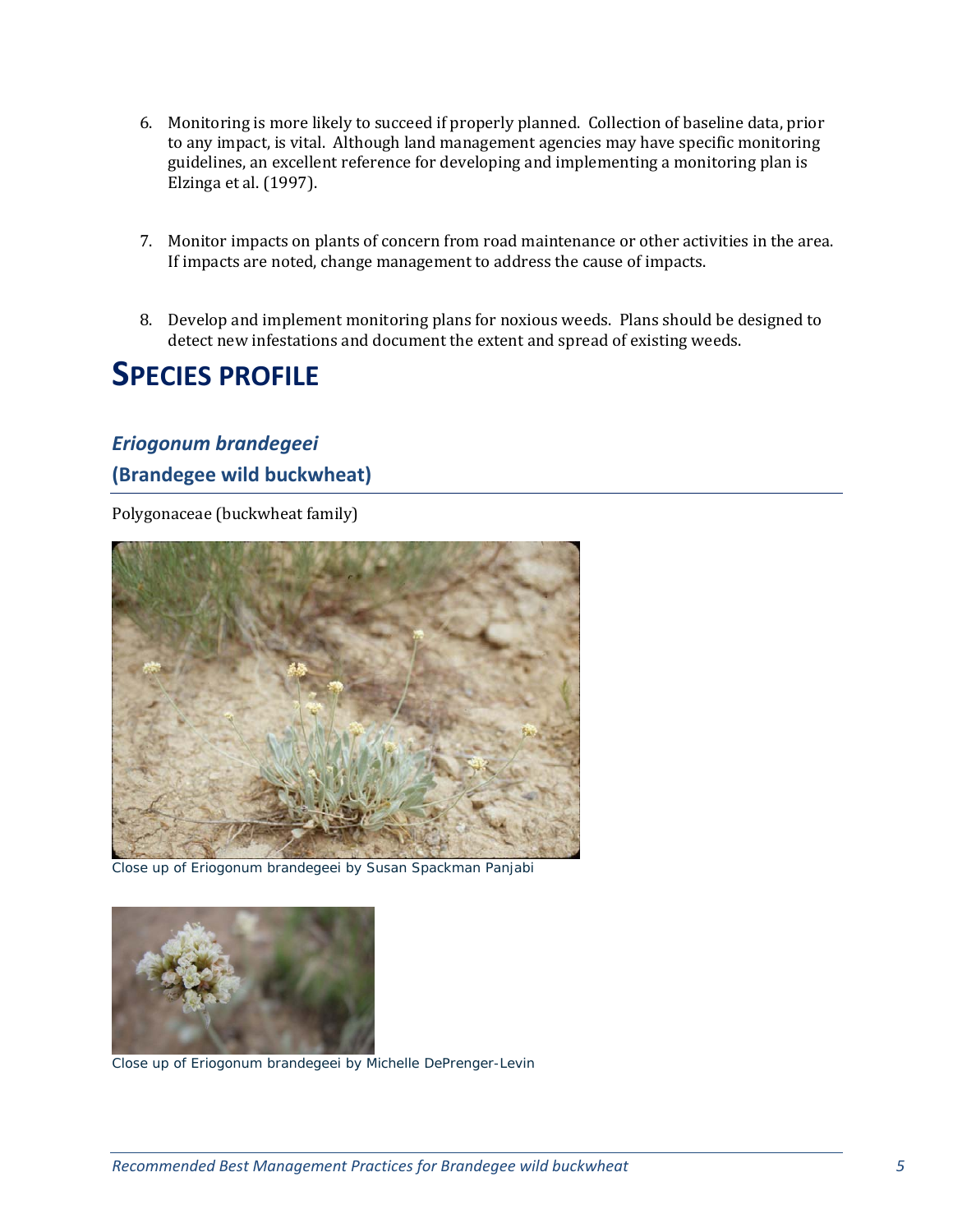6. Monitoring is more likely to succeed if properly planned. Collection of baseline data, prior to any impact, is vital. Although land management agencies may have specific monitoring guidelines, an excellent reference for developing and implementing a monitoring plan is Elzinga et al. (1997).

7. Monitor impacts on plants of concern from road maintenance or other activities in the area. If impacts are noted, change management to address the cause of impacts.

8. Develop and implement monitoring plans for noxious weeds. Plans should be designed to detect new infestations and document the extent and spread of existing weeds.

# SPECIES PROFILE

## *Eriogonum brandegeei*

## (Brandegee wild buckwheat)

Polygonaceae (buckwheat family)

Close up of Eriogonum brandegeei by Susan Spackman Panjabi

Close up of Eriogonum brandegeei by Michelle DePrenger-Levin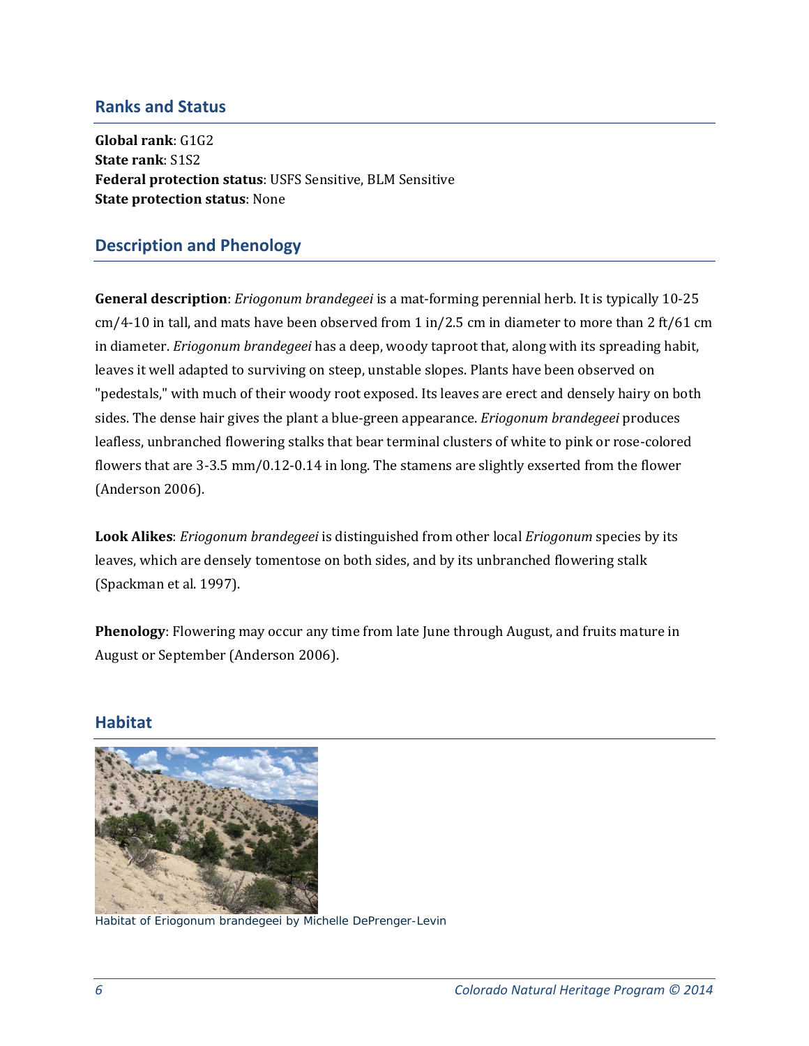## Ranks and Status

**Global rank**: G1G2
**State rank**: S1S2
**Federal protection status**: USFS Sensitive, BLM Sensitive
**State protection status**: None

## Description and Phenology

**General description**: *Eriogonum brandegeei* is a mat-forming perennial herb. It is typically 10-25 cm/4-10 in tall, and mats have been observed from 1 in/2.5 cm in diameter to more than 2 ft/61 cm in diameter. *Eriogonum brandegeei* has a deep, woody taproot that, along with its spreading habit, leaves it well adapted to surviving on steep, unstable slopes. Plants have been observed on "pedestals," with much of their woody root exposed. Its leaves are erect and densely hairy on both sides. The dense hair gives the plant a blue-green appearance. *Eriogonum brandegeei* produces leafless, unbranched flowering stalks that bear terminal clusters of white to pink or rose-colored flowers that are 3-3.5 mm/0.12-0.14 in long. The stamens are slightly exserted from the flower (Anderson 2006).

**Look Alikes**: *Eriogonum brandegeei* is distinguished from other local *Eriogonum* species by its leaves, which are densely tomentose on both sides, and by its unbranched flowering stalk (Spackman et al. 1997).

**Phenology**: Flowering may occur any time from late June through August, and fruits mature in August or September (Anderson 2006).

## Habitat

Habitat of Eriogonum brandegeei by Michelle DePrenger-Levin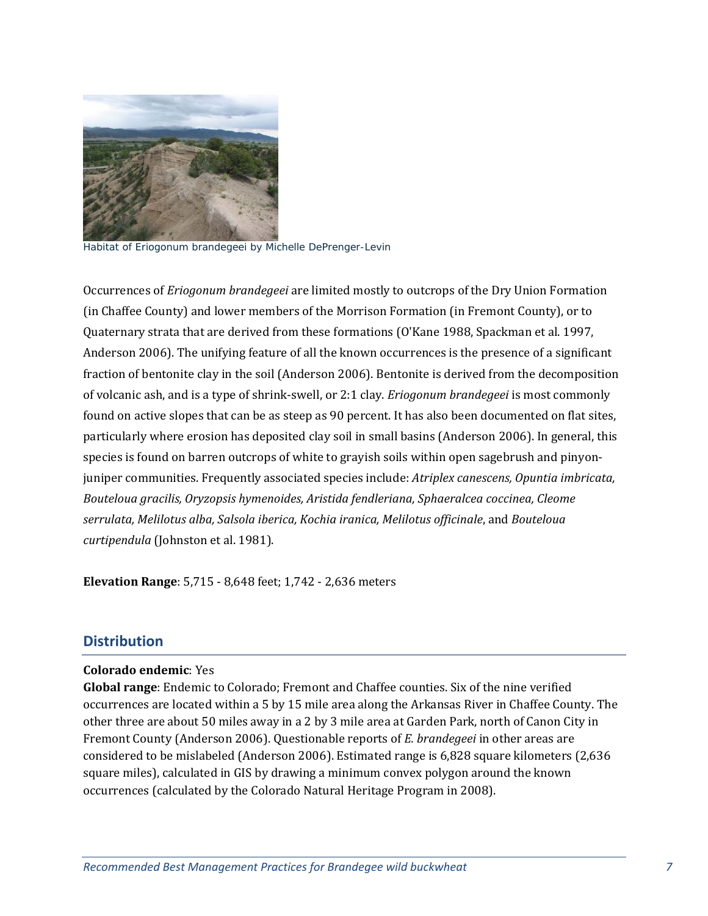Habitat of Eriogonum brandegeei by Michelle DePrenger-Levin

Occurrences of *Eriogonum brandegeei* are limited mostly to outcrops of the Dry Union Formation (in Chaffee County) and lower members of the Morrison Formation (in Fremont County), or to Quaternary strata that are derived from these formations (O'Kane 1988, Spackman et al. 1997, Anderson 2006). The unifying feature of all the known occurrences is the presence of a significant fraction of bentonite clay in the soil (Anderson 2006). Bentonite is derived from the decomposition of volcanic ash, and is a type of shrink-swell, or 2:1 clay. *Eriogonum brandegeei* is most commonly found on active slopes that can be as steep as 90 percent. It has also been documented on flat sites, particularly where erosion has deposited clay soil in small basins (Anderson 2006). In general, this species is found on barren outcrops of white to grayish soils within open sagebrush and pinyon-juniper communities. Frequently associated species include: *Atriplex canescens, Opuntia imbricata, Bouteloua gracilis, Oryzopsis hymenoides, Aristida fendleriana, Sphaeralcea coccinea, Cleome serrulata, Melilotus alba, Salsola iberica, Kochia iranica, Melilotus officinale*, and *Bouteloua curtipendula* (Johnston et al. 1981).

**Elevation Range**: 5,715 - 8,648 feet; 1,742 - 2,636 meters

## Distribution

**Colorado endemic**: Yes
**Global range**: Endemic to Colorado; Fremont and Chaffee counties. Six of the nine verified occurrences are located within a 5 by 15 mile area along the Arkansas River in Chaffee County. The other three are about 50 miles away in a 2 by 3 mile area at Garden Park, north of Canon City in Fremont County (Anderson 2006). Questionable reports of *E. brandegeei* in other areas are considered to be mislabeled (Anderson 2006). Estimated range is 6,828 square kilometers (2,636 square miles), calculated in GIS by drawing a minimum convex polygon around the known occurrences (calculated by the Colorado Natural Heritage Program in 2008).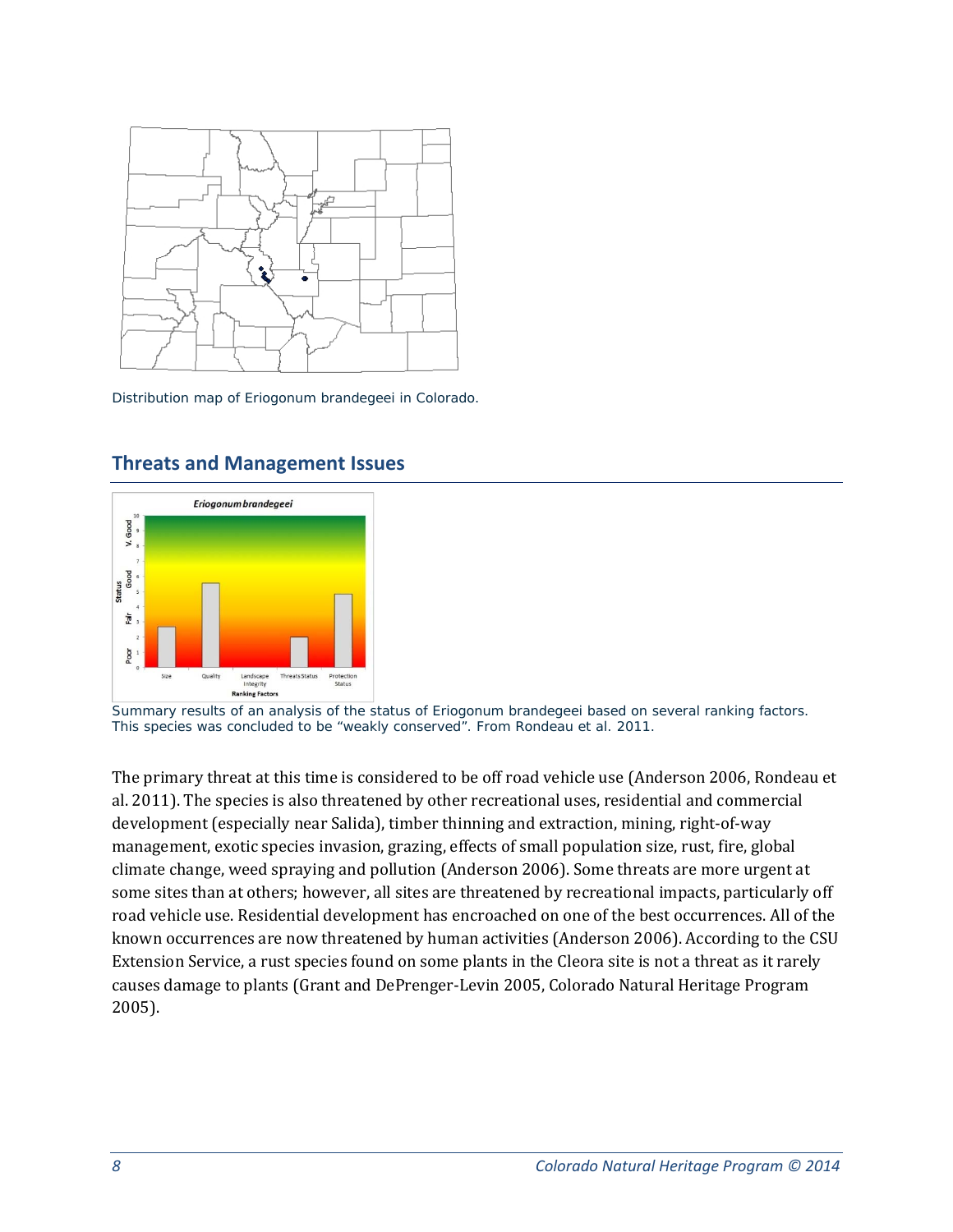Distribution map of Eriogonum brandegeei in Colorado.

## Threats and Management Issues

Summary results of an analysis of the status of Eriogonum brandegeei based on several ranking factors. This species was concluded to be "weakly conserved". From Rondeau et al. 2011.

The primary threat at this time is considered to be off road vehicle use (Anderson 2006, Rondeau et al. 2011). The species is also threatened by other recreational uses, residential and commercial development (especially near Salida), timber thinning and extraction, mining, right-of-way management, exotic species invasion, grazing, effects of small population size, rust, fire, global climate change, weed spraying and pollution (Anderson 2006). Some threats are more urgent at some sites than at others; however, all sites are threatened by recreational impacts, particularly off road vehicle use. Residential development has encroached on one of the best occurrences. All of the known occurrences are now threatened by human activities (Anderson 2006). According to the CSU Extension Service, a rust species found on some plants in the Cleora site is not a threat as it rarely causes damage to plants (Grant and DePrenger-Levin 2005, Colorado Natural Heritage Program 2005).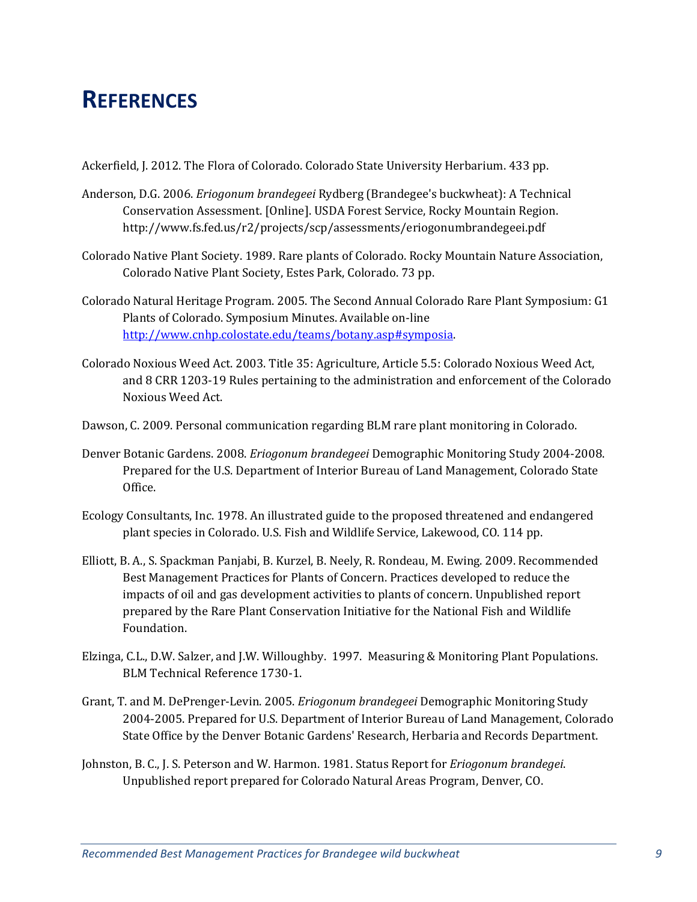# References

Ackerfield, J. 2012. The Flora of Colorado. Colorado State University Herbarium. 433 pp.

Anderson, D.G. 2006. *Eriogonum brandegeei* Rydberg (Brandegee's buckwheat): A Technical Conservation Assessment. [Online]. USDA Forest Service, Rocky Mountain Region. http://www.fs.fed.us/r2/projects/scp/assessments/eriogonumbrandegeei.pdf

Colorado Native Plant Society. 1989. Rare plants of Colorado. Rocky Mountain Nature Association, Colorado Native Plant Society, Estes Park, Colorado. 73 pp.

Colorado Natural Heritage Program. 2005. The Second Annual Colorado Rare Plant Symposium: G1 Plants of Colorado. Symposium Minutes. Available on-line http://www.cnhp.colostate.edu/teams/botany.asp#symposia.

Colorado Noxious Weed Act. 2003. Title 35: Agriculture, Article 5.5: Colorado Noxious Weed Act, and 8 CRR 1203-19 Rules pertaining to the administration and enforcement of the Colorado Noxious Weed Act.

Dawson, C. 2009. Personal communication regarding BLM rare plant monitoring in Colorado.

Denver Botanic Gardens. 2008. *Eriogonum brandegeei* Demographic Monitoring Study 2004-2008. Prepared for the U.S. Department of Interior Bureau of Land Management, Colorado State Office.

Ecology Consultants, Inc. 1978. An illustrated guide to the proposed threatened and endangered plant species in Colorado. U.S. Fish and Wildlife Service, Lakewood, CO. 114 pp.

Elliott, B. A., S. Spackman Panjabi, B. Kurzel, B. Neely, R. Rondeau, M. Ewing. 2009. Recommended Best Management Practices for Plants of Concern. Practices developed to reduce the impacts of oil and gas development activities to plants of concern. Unpublished report prepared by the Rare Plant Conservation Initiative for the National Fish and Wildlife Foundation.

Elzinga, C.L., D.W. Salzer, and J.W. Willoughby. 1997. Measuring & Monitoring Plant Populations. BLM Technical Reference 1730-1.

Grant, T. and M. DePrenger-Levin. 2005. *Eriogonum brandegeei* Demographic Monitoring Study 2004-2005. Prepared for U.S. Department of Interior Bureau of Land Management, Colorado State Office by the Denver Botanic Gardens' Research, Herbaria and Records Department.

Johnston, B. C., J. S. Peterson and W. Harmon. 1981. Status Report for *Eriogonum brandegei*. Unpublished report prepared for Colorado Natural Areas Program, Denver, CO.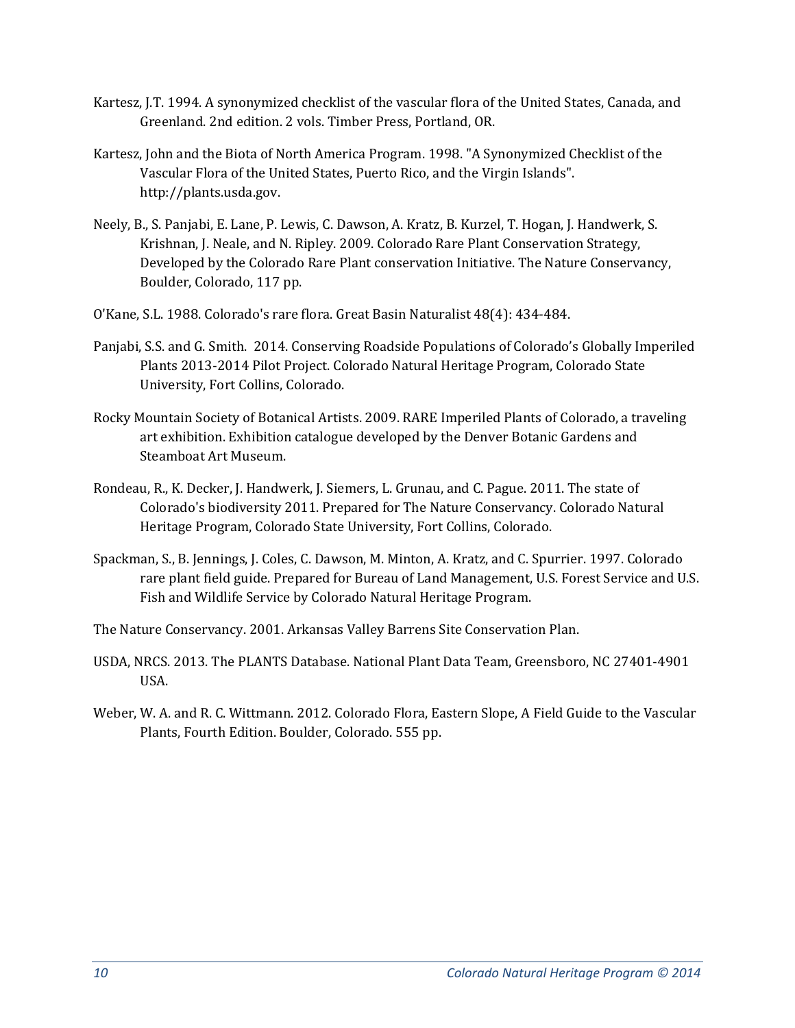Kartesz, J.T. 1994. A synonymized checklist of the vascular flora of the United States, Canada, and Greenland. 2nd edition. 2 vols. Timber Press, Portland, OR.

Kartesz, John and the Biota of North America Program. 1998. "A Synonymized Checklist of the Vascular Flora of the United States, Puerto Rico, and the Virgin Islands". http://plants.usda.gov.

Neely, B., S. Panjabi, E. Lane, P. Lewis, C. Dawson, A. Kratz, B. Kurzel, T. Hogan, J. Handwerk, S. Krishnan, J. Neale, and N. Ripley. 2009. Colorado Rare Plant Conservation Strategy, Developed by the Colorado Rare Plant conservation Initiative. The Nature Conservancy, Boulder, Colorado, 117 pp.

O'Kane, S.L. 1988. Colorado's rare flora. Great Basin Naturalist 48(4): 434-484.

Panjabi, S.S. and G. Smith. 2014. Conserving Roadside Populations of Colorado's Globally Imperiled Plants 2013-2014 Pilot Project. Colorado Natural Heritage Program, Colorado State University, Fort Collins, Colorado.

Rocky Mountain Society of Botanical Artists. 2009. RARE Imperiled Plants of Colorado, a traveling art exhibition. Exhibition catalogue developed by the Denver Botanic Gardens and Steamboat Art Museum.

Rondeau, R., K. Decker, J. Handwerk, J. Siemers, L. Grunau, and C. Pague. 2011. The state of Colorado's biodiversity 2011. Prepared for The Nature Conservancy. Colorado Natural Heritage Program, Colorado State University, Fort Collins, Colorado.

Spackman, S., B. Jennings, J. Coles, C. Dawson, M. Minton, A. Kratz, and C. Spurrier. 1997. Colorado rare plant field guide. Prepared for Bureau of Land Management, U.S. Forest Service and U.S. Fish and Wildlife Service by Colorado Natural Heritage Program.

The Nature Conservancy. 2001. Arkansas Valley Barrens Site Conservation Plan.

USDA, NRCS. 2013. The PLANTS Database. National Plant Data Team, Greensboro, NC 27401-4901 USA.

Weber, W. A. and R. C. Wittmann. 2012. Colorado Flora, Eastern Slope, A Field Guide to the Vascular Plants, Fourth Edition. Boulder, Colorado. 555 pp.